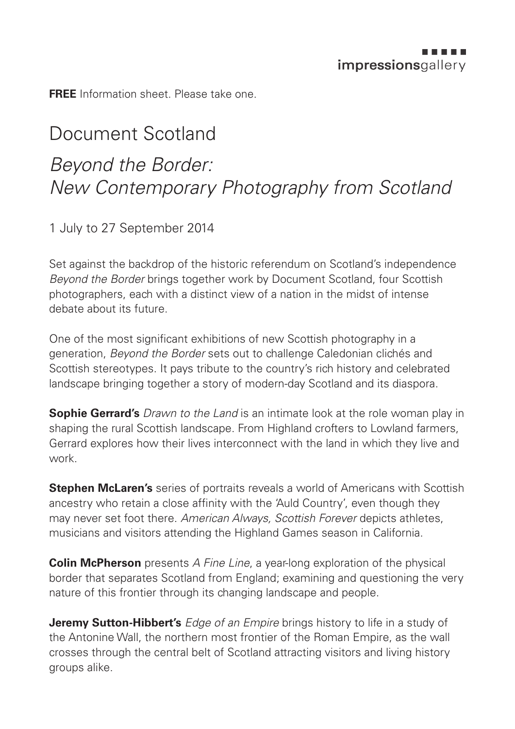impressionsgallery

**FREE** Information sheet. Please take one.

# Document Scotland

## *Beyond the Border: New Contemporary Photography from Scotland*

1 July to 27 September 2014

Set against the backdrop of the historic referendum on Scotland's independence *Beyond the Border* brings together work by Document Scotland, four Scottish photographers, each with a distinct view of a nation in the midst of intense debate about its future.

One of the most significant exhibitions of new Scottish photography in a generation, *Beyond the Border* sets out to challenge Caledonian clichés and Scottish stereotypes. It pays tribute to the country's rich history and celebrated landscape bringing together a story of modern-day Scotland and its diaspora.

**Sophie Gerrard's** *Drawn to the Land* is an intimate look at the role woman play in shaping the rural Scottish landscape. From Highland crofters to Lowland farmers, Gerrard explores how their lives interconnect with the land in which they live and work.

**Stephen McLaren's** series of portraits reveals a world of Americans with Scottish ancestry who retain a close affinity with the 'Auld Country', even though they may never set foot there. *American Always, Scottish Forever* depicts athletes, musicians and visitors attending the Highland Games season in California.

**Colin McPherson** presents *A Fine Line*, a year-long exploration of the physical border that separates Scotland from England; examining and questioning the very nature of this frontier through its changing landscape and people.

**Jeremy Sutton-Hibbert's** *Edge of an Empire* brings history to life in a study of the Antonine Wall, the northern most frontier of the Roman Empire, as the wall crosses through the central belt of Scotland attracting visitors and living history groups alike.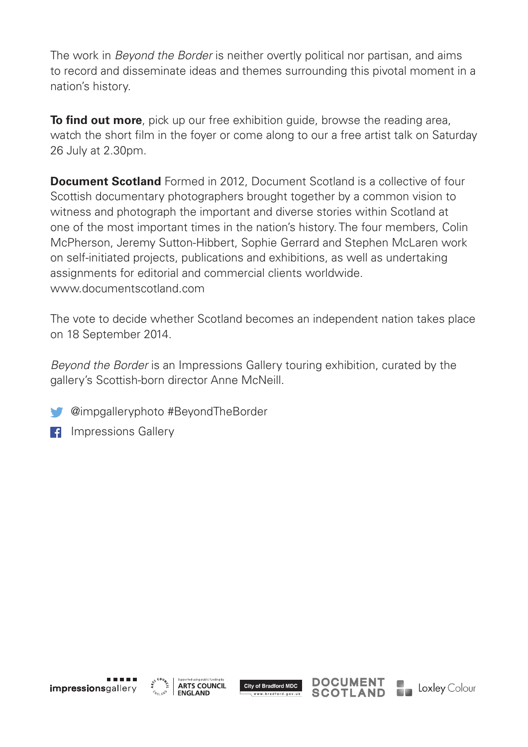The work in *Beyond the Border* is neither overtly political nor partisan, and aims to record and disseminate ideas and themes surrounding this pivotal moment in a nation's history.

**To find out more**, pick up our free exhibition guide, browse the reading area, watch the short film in the foyer or come along to our a free artist talk on Saturday 26 July at 2.30pm.

**Document Scotland** Formed in 2012, Document Scotland is a collective of four Scottish documentary photographers brought together by a common vision to witness and photograph the important and diverse stories within Scotland at one of the most important times in the nation's history. The four members, Colin McPherson, Jeremy Sutton-Hibbert, Sophie Gerrard and Stephen McLaren work on self-initiated projects, publications and exhibitions, as well as undertaking assignments for editorial and commercial clients worldwide.
www.documentscotland.com

The vote to decide whether Scotland becomes an independent nation takes place on 18 September 2014.

*Beyond the Border* is an Impressions Gallery touring exhibition, curated by the gallery's Scottish-born director Anne McNeill.

@impgalleryphoto #BeyondTheBorder

Impressions Gallery

impressionsgallery

Supported using public funding by ARTS COUNCIL ENGLAND

City of Bradford MDC www.bradford.gov.uk

DOCUMENT SCOTLAND

Loxley Colour